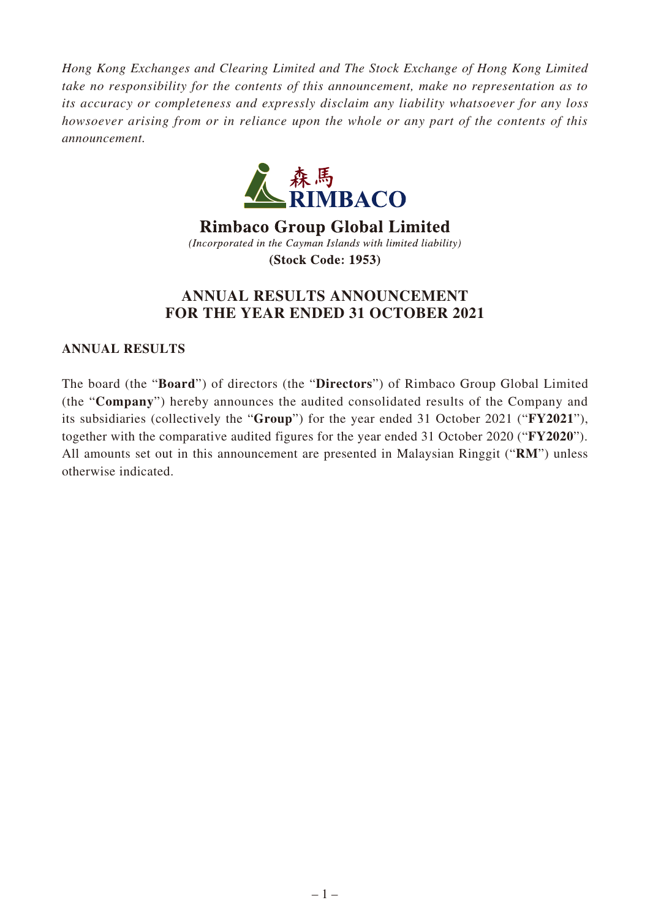*Hong Kong Exchanges and Clearing Limited and The Stock Exchange of Hong Kong Limited take no responsibility for the contents of this announcement, make no representation as to its accuracy or completeness and expressly disclaim any liability whatsoever for any loss howsoever arising from or in reliance upon the whole or any part of the contents of this announcement.*

森馬
RIMBACO

**Rimbaco Group Global Limited**

*(Incorporated in the Cayman Islands with limited liability)*

**(Stock Code: 1953)**

# ANNUAL RESULTS ANNOUNCEMENT FOR THE YEAR ENDED 31 OCTOBER 2021

## ANNUAL RESULTS

The board (the "**Board**") of directors (the "**Directors**") of Rimbaco Group Global Limited (the "**Company**") hereby announces the audited consolidated results of the Company and its subsidiaries (collectively the "**Group**") for the year ended 31 October 2021 ("**FY2021**"), together with the comparative audited figures for the year ended 31 October 2020 ("**FY2020**"). All amounts set out in this announcement are presented in Malaysian Ringgit ("**RM**") unless otherwise indicated.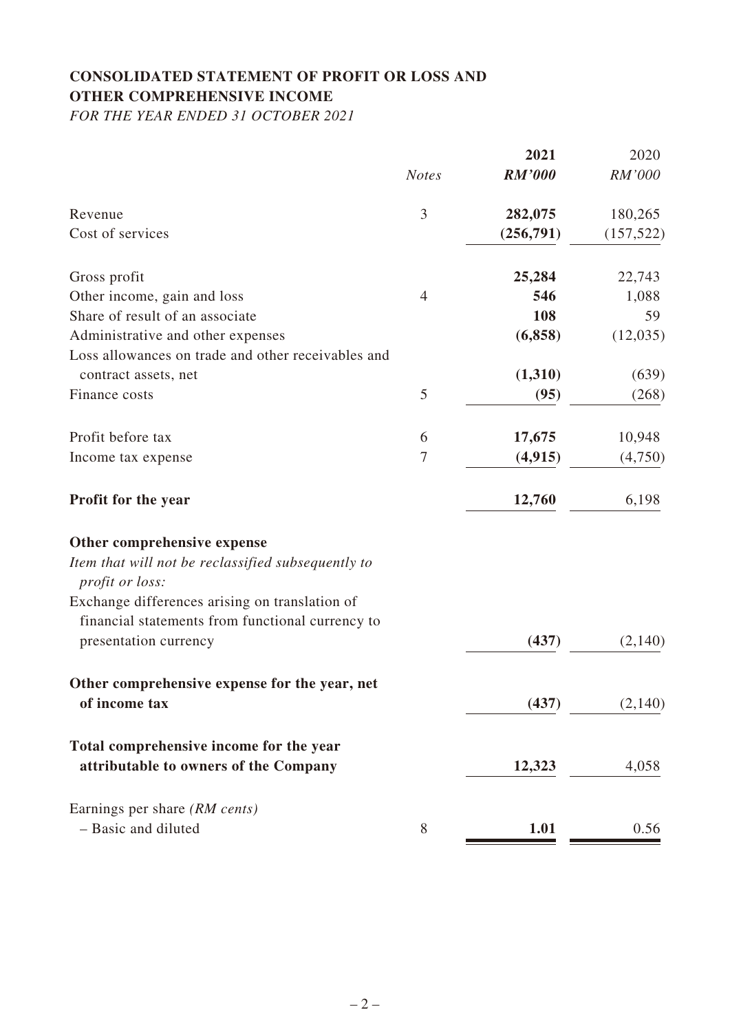# CONSOLIDATED STATEMENT OF PROFIT OR LOSS AND OTHER COMPREHENSIVE INCOME

*FOR THE YEAR ENDED 31 OCTOBER 2021*

| | *Notes* | **2021** | 2020 |
|---|---|---|---|
| | | ***RM'000*** | *RM'000* |
| Revenue | 3 | **282,075** | 180,265 |
| Cost of services | | **(256,791)** | (157,522) |
| Gross profit | | **25,284** | 22,743 |
| Other income, gain and loss | 4 | **546** | 1,088 |
| Share of result of an associate | | **108** | 59 |
| Administrative and other expenses | | **(6,858)** | (12,035) |
| Loss allowances on trade and other receivables and contract assets, net | | **(1,310)** | (639) |
| Finance costs | 5 | **(95)** | (268) |
| Profit before tax | 6 | **17,675** | 10,948 |
| Income tax expense | 7 | **(4,915)** | (4,750) |
| **Profit for the year** | | **12,760** | 6,198 |
| **Other comprehensive expense** | | | |
| *Item that will not be reclassified subsequently to profit or loss:* | | | |
| Exchange differences arising on translation of financial statements from functional currency to presentation currency | | **(437)** | (2,140) |
| **Other comprehensive expense for the year, net of income tax** | | **(437)** | (2,140) |
| **Total comprehensive income for the year attributable to owners of the Company** | | **12,323** | 4,058 |
| Earnings per share *(RM cents)* | | | |
| – Basic and diluted | 8 | **1.01** | 0.56 |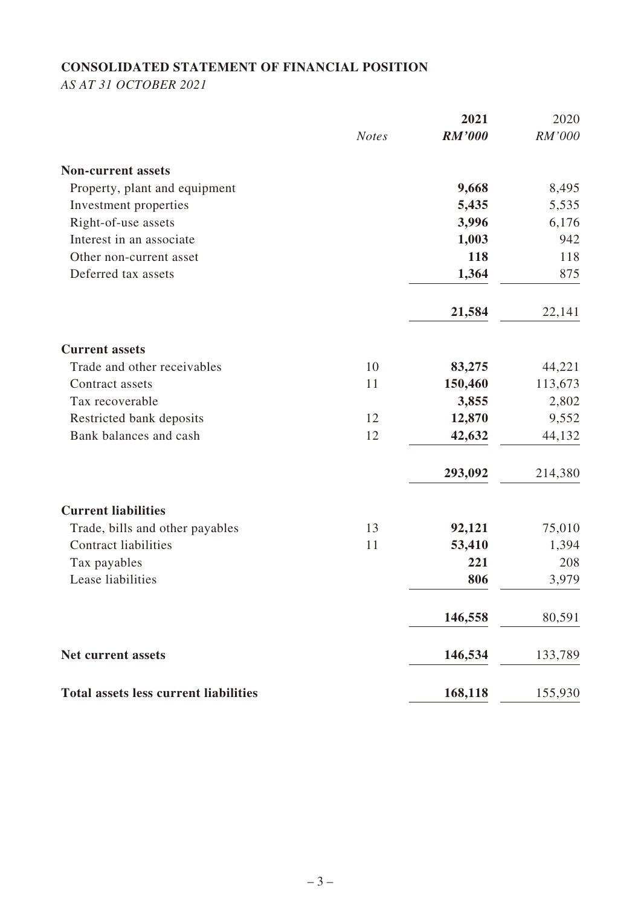**CONSOLIDATED STATEMENT OF FINANCIAL POSITION**

*AS AT 31 OCTOBER 2021*

| | *Notes* | **2021** | 2020 |
|---|---|---|---|
| | | ***RM'000*** | *RM'000* |
| **Non-current assets** | | | |
| Property, plant and equipment | | **9,668** | 8,495 |
| Investment properties | | **5,435** | 5,535 |
| Right-of-use assets | | **3,996** | 6,176 |
| Interest in an associate | | **1,003** | 942 |
| Other non-current asset | | **118** | 118 |
| Deferred tax assets | | **1,364** | 875 |
| | | **21,584** | 22,141 |
| **Current assets** | | | |
| Trade and other receivables | 10 | **83,275** | 44,221 |
| Contract assets | 11 | **150,460** | 113,673 |
| Tax recoverable | | **3,855** | 2,802 |
| Restricted bank deposits | 12 | **12,870** | 9,552 |
| Bank balances and cash | 12 | **42,632** | 44,132 |
| | | **293,092** | 214,380 |
| **Current liabilities** | | | |
| Trade, bills and other payables | 13 | **92,121** | 75,010 |
| Contract liabilities | 11 | **53,410** | 1,394 |
| Tax payables | | **221** | 208 |
| Lease liabilities | | **806** | 3,979 |
| | | **146,558** | 80,591 |
| **Net current assets** | | **146,534** | 133,789 |
| **Total assets less current liabilities** | | **168,118** | 155,930 |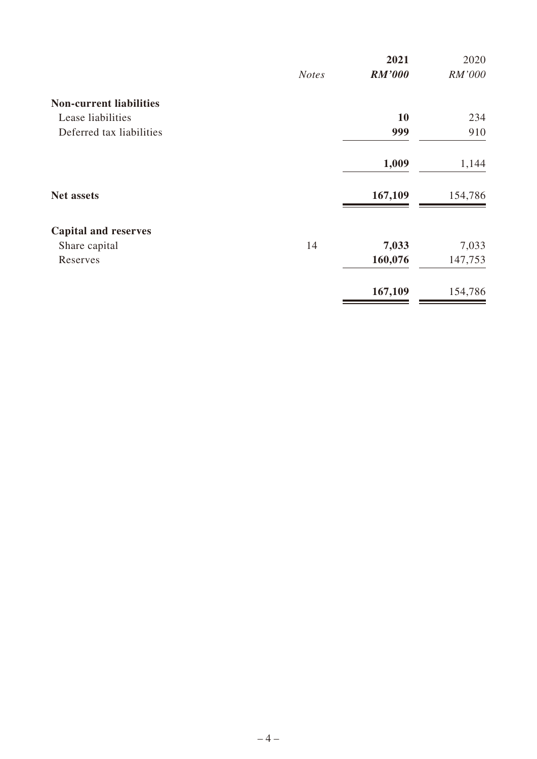| | Notes | 2021<br>RM'000 | 2020<br>RM'000 |
|---|---|---|---|
| **Non-current liabilities** | | | |
| Lease liabilities | | **10** | 234 |
| Deferred tax liabilities | | **999** | 910 |
| | | **1,009** | 1,144 |
| **Net assets** | | **167,109** | 154,786 |
| **Capital and reserves** | | | |
| Share capital | 14 | **7,033** | 7,033 |
| Reserves | | **160,076** | 147,753 |
| | | **167,109** | 154,786 |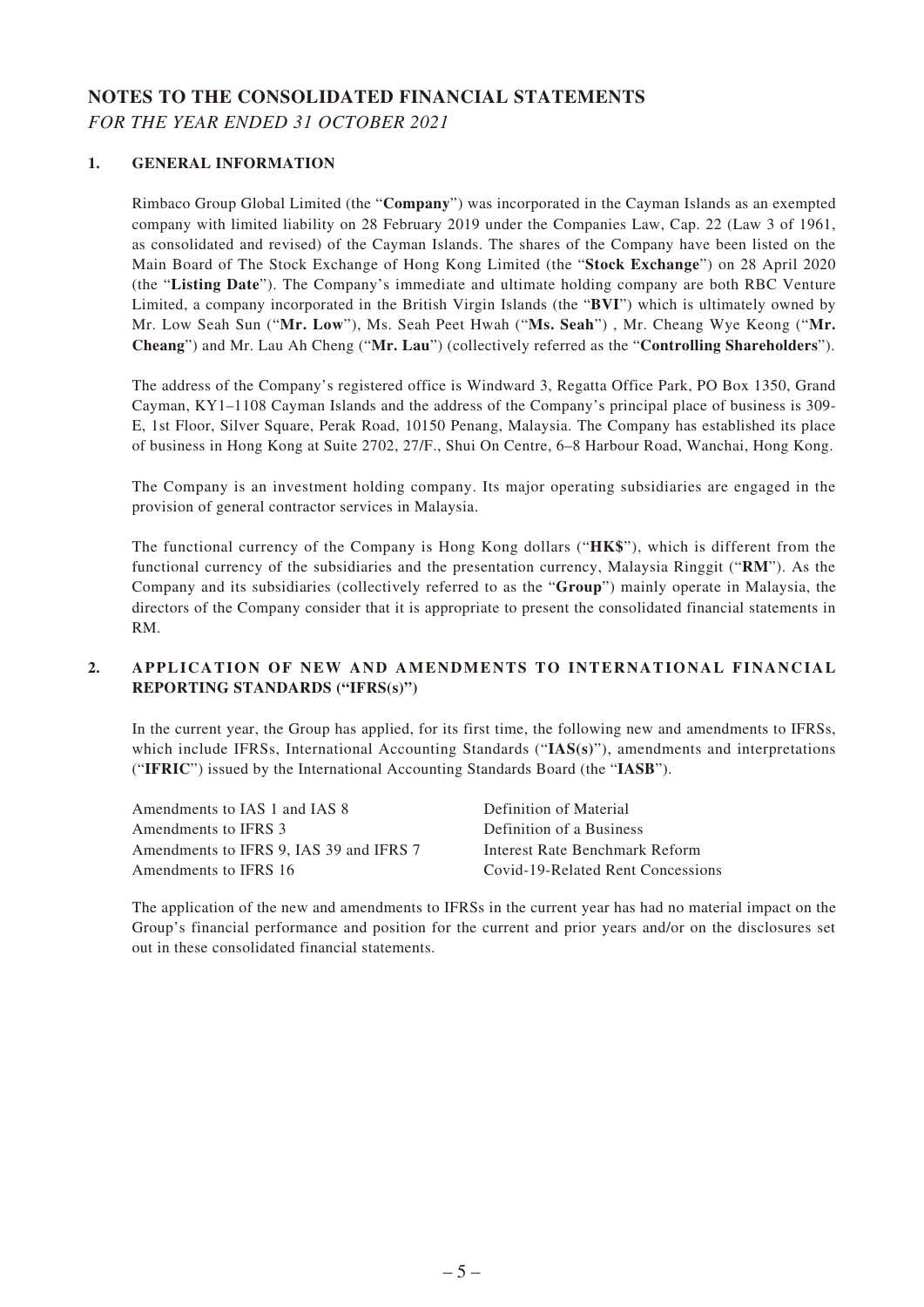# NOTES TO THE CONSOLIDATED FINANCIAL STATEMENTS

*FOR THE YEAR ENDED 31 OCTOBER 2021*

## 1. GENERAL INFORMATION

Rimbaco Group Global Limited (the "**Company**") was incorporated in the Cayman Islands as an exempted company with limited liability on 28 February 2019 under the Companies Law, Cap. 22 (Law 3 of 1961, as consolidated and revised) of the Cayman Islands. The shares of the Company have been listed on the Main Board of The Stock Exchange of Hong Kong Limited (the "**Stock Exchange**") on 28 April 2020 (the "**Listing Date**"). The Company's immediate and ultimate holding company are both RBC Venture Limited, a company incorporated in the British Virgin Islands (the "**BVI**") which is ultimately owned by Mr. Low Seah Sun ("**Mr. Low**"), Ms. Seah Peet Hwah ("**Ms. Seah**") , Mr. Cheang Wye Keong ("**Mr. Cheang**") and Mr. Lau Ah Cheng ("**Mr. Lau**") (collectively referred as the "**Controlling Shareholders**").

The address of the Company's registered office is Windward 3, Regatta Office Park, PO Box 1350, Grand Cayman, KY1–1108 Cayman Islands and the address of the Company's principal place of business is 309-E, 1st Floor, Silver Square, Perak Road, 10150 Penang, Malaysia. The Company has established its place of business in Hong Kong at Suite 2702, 27/F., Shui On Centre, 6–8 Harbour Road, Wanchai, Hong Kong.

The Company is an investment holding company. Its major operating subsidiaries are engaged in the provision of general contractor services in Malaysia.

The functional currency of the Company is Hong Kong dollars ("**HK$**"), which is different from the functional currency of the subsidiaries and the presentation currency, Malaysia Ringgit ("**RM**"). As the Company and its subsidiaries (collectively referred to as the "**Group**") mainly operate in Malaysia, the directors of the Company consider that it is appropriate to present the consolidated financial statements in RM.

## 2. APPLICATION OF NEW AND AMENDMENTS TO INTERNATIONAL FINANCIAL REPORTING STANDARDS ("IFRS(s)")

In the current year, the Group has applied, for its first time, the following new and amendments to IFRSs, which include IFRSs, International Accounting Standards ("**IAS(s)**"), amendments and interpretations ("**IFRIC**") issued by the International Accounting Standards Board (the "**IASB**").

| | |
|---|---|
| Amendments to IAS 1 and IAS 8 | Definition of Material |
| Amendments to IFRS 3 | Definition of a Business |
| Amendments to IFRS 9, IAS 39 and IFRS 7 | Interest Rate Benchmark Reform |
| Amendments to IFRS 16 | Covid-19-Related Rent Concessions |

The application of the new and amendments to IFRSs in the current year has had no material impact on the Group's financial performance and position for the current and prior years and/or on the disclosures set out in these consolidated financial statements.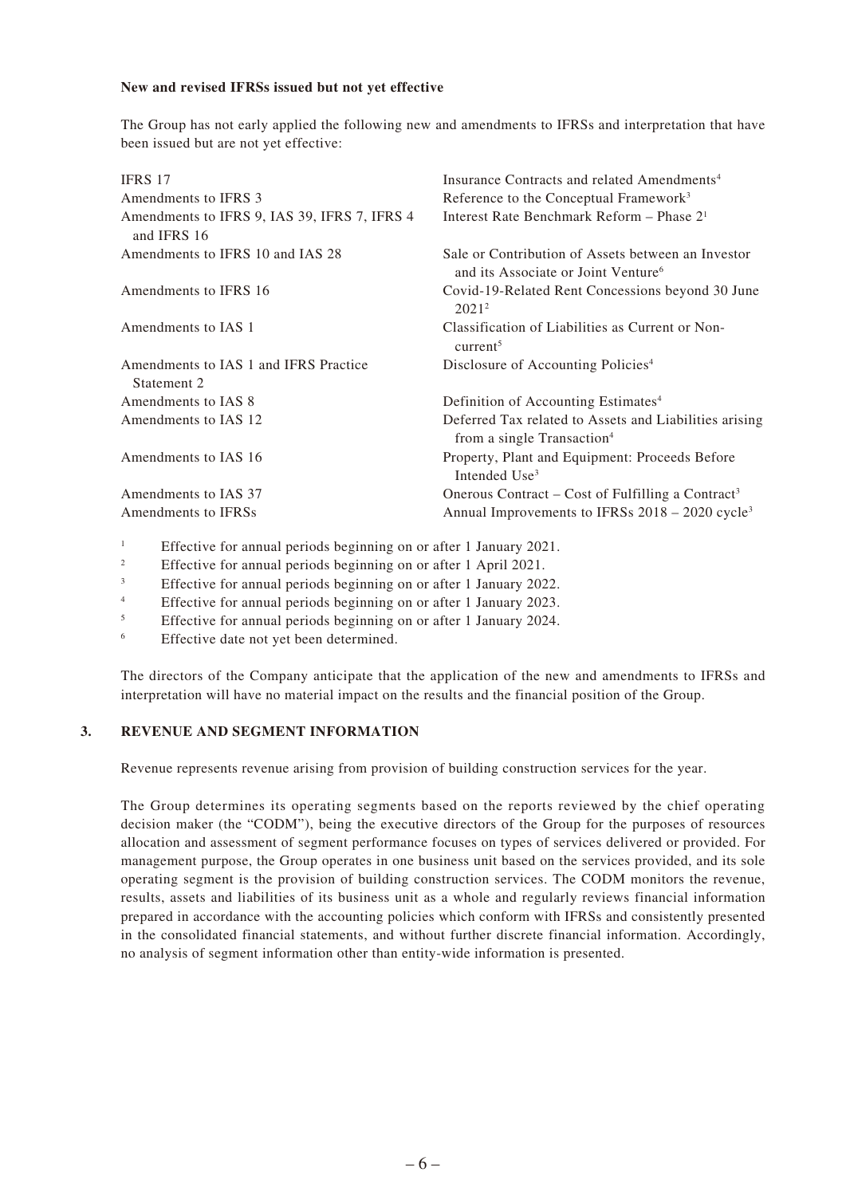**New and revised IFRSs issued but not yet effective**

The Group has not early applied the following new and amendments to IFRSs and interpretation that have been issued but are not yet effective:

| | |
|---|---|
| IFRS 17 | Insurance Contracts and related Amendments[4] |
| Amendments to IFRS 3 | Reference to the Conceptual Framework[3] |
| Amendments to IFRS 9, IAS 39, IFRS 7, IFRS 4 and IFRS 16 | Interest Rate Benchmark Reform – Phase 2[1] |
| Amendments to IFRS 10 and IAS 28 | Sale or Contribution of Assets between an Investor and its Associate or Joint Venture[6] |
| Amendments to IFRS 16 | Covid-19-Related Rent Concessions beyond 30 June 2021[2] |
| Amendments to IAS 1 | Classification of Liabilities as Current or Non-current[5] |
| Amendments to IAS 1 and IFRS Practice Statement 2 | Disclosure of Accounting Policies[4] |
| Amendments to IAS 8 | Definition of Accounting Estimates[4] |
| Amendments to IAS 12 | Deferred Tax related to Assets and Liabilities arising from a single Transaction[4] |
| Amendments to IAS 16 | Property, Plant and Equipment: Proceeds Before Intended Use[3] |
| Amendments to IAS 37 | Onerous Contract – Cost of Fulfilling a Contract[3] |
| Amendments to IFRSs | Annual Improvements to IFRSs 2018 – 2020 cycle[3] |

[1] Effective for annual periods beginning on or after 1 January 2021.

[2] Effective for annual periods beginning on or after 1 April 2021.

[3] Effective for annual periods beginning on or after 1 January 2022.

[4] Effective for annual periods beginning on or after 1 January 2023.

[5] Effective for annual periods beginning on or after 1 January 2024.

[6] Effective date not yet been determined.

The directors of the Company anticipate that the application of the new and amendments to IFRSs and interpretation will have no material impact on the results and the financial position of the Group.

## 3. REVENUE AND SEGMENT INFORMATION

Revenue represents revenue arising from provision of building construction services for the year.

The Group determines its operating segments based on the reports reviewed by the chief operating decision maker (the "CODM"), being the executive directors of the Group for the purposes of resources allocation and assessment of segment performance focuses on types of services delivered or provided. For management purpose, the Group operates in one business unit based on the services provided, and its sole operating segment is the provision of building construction services. The CODM monitors the revenue, results, assets and liabilities of its business unit as a whole and regularly reviews financial information prepared in accordance with the accounting policies which conform with IFRSs and consistently presented in the consolidated financial statements, and without further discrete financial information. Accordingly, no analysis of segment information other than entity-wide information is presented.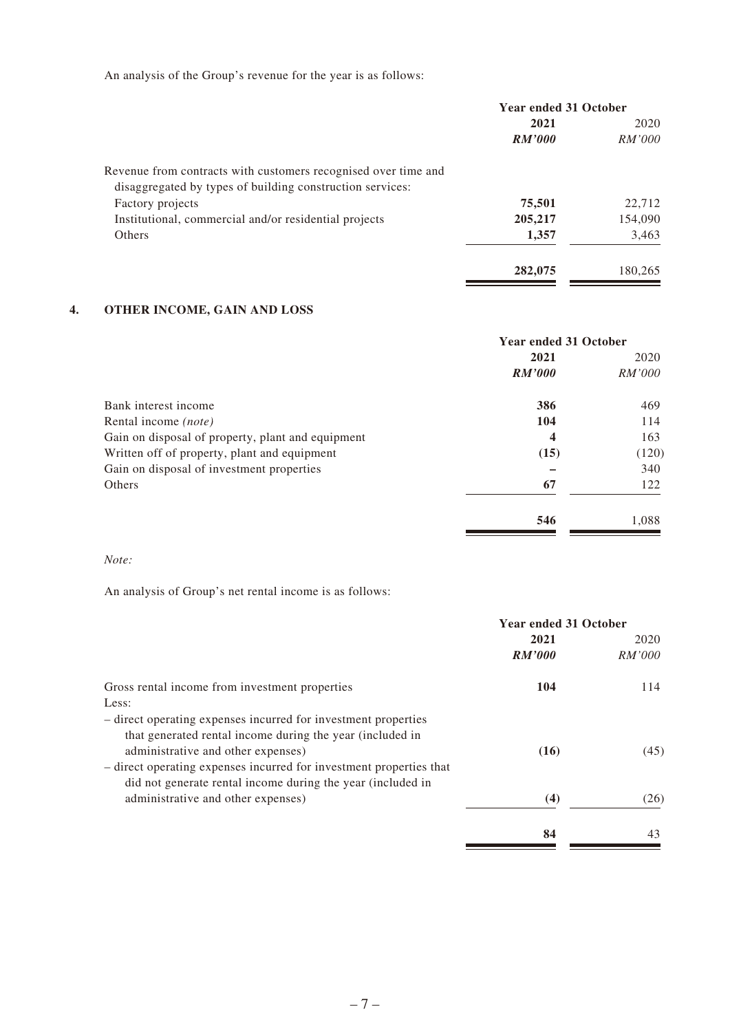An analysis of the Group's revenue for the year is as follows:

| | Year ended 31 October | |
|---|---|---|
| | **2021** | 2020 |
| | ***RM'000*** | *RM'000* |
| Revenue from contracts with customers recognised over time and disaggregated by types of building construction services: | | |
| Factory projects | **75,501** | 22,712 |
| Institutional, commercial and/or residential projects | **205,217** | 154,090 |
| Others | **1,357** | 3,463 |
| | **282,075** | 180,265 |

## 4. OTHER INCOME, GAIN AND LOSS

| | Year ended 31 October | |
|---|---|---|
| | **2021** | 2020 |
| | ***RM'000*** | *RM'000* |
| Bank interest income | **386** | 469 |
| Rental income *(note)* | **104** | 114 |
| Gain on disposal of property, plant and equipment | **4** | 163 |
| Written off of property, plant and equipment | **(15)** | (120) |
| Gain on disposal of investment properties | **–** | 340 |
| Others | **67** | 122 |
| | **546** | 1,088 |

*Note:*

An analysis of Group's net rental income is as follows:

| | Year ended 31 October | |
|---|---|---|
| | **2021** | 2020 |
| | ***RM'000*** | *RM'000* |
| Gross rental income from investment properties | **104** | 114 |
| Less: | | |
| – direct operating expenses incurred for investment properties that generated rental income during the year (included in administrative and other expenses) | **(16)** | (45) |
| – direct operating expenses incurred for investment properties that did not generate rental income during the year (included in administrative and other expenses) | **(4)** | (26) |
| | **84** | 43 |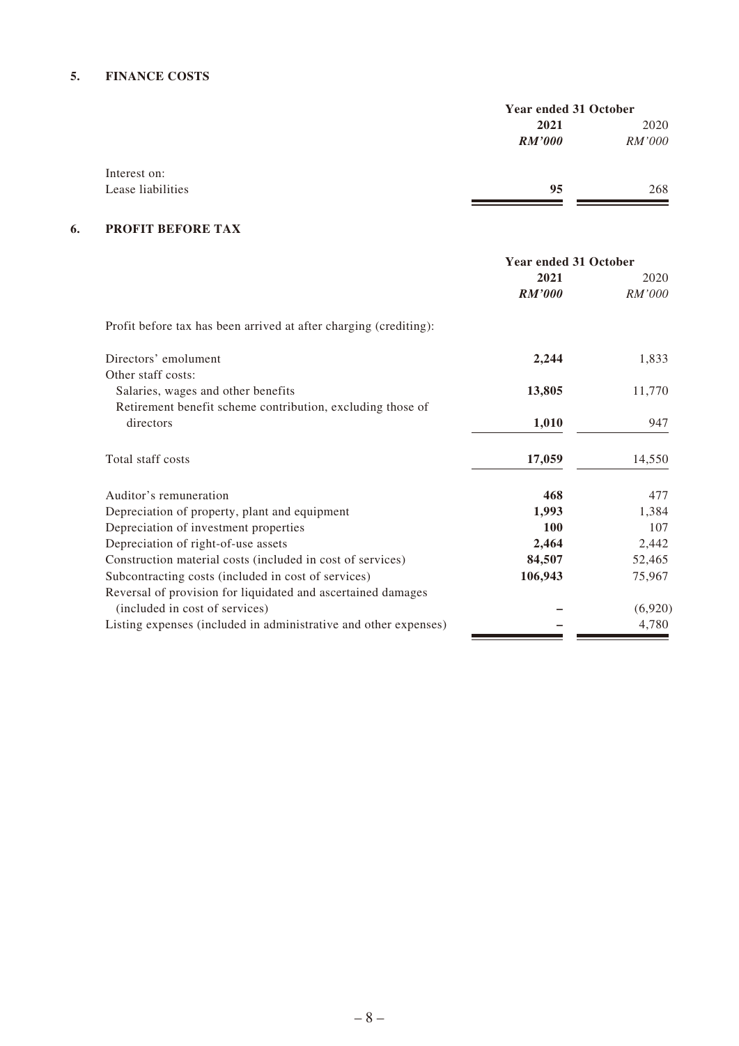## 5. FINANCE COSTS

| | Year ended 31 October | |
|---|---|---|
| | **2021** | 2020 |
| | ***RM'000*** | *RM'000* |
| Interest on: | | |
| Lease liabilities | **95** | 268 |

## 6. PROFIT BEFORE TAX

| | Year ended 31 October | |
|---|---|---|
| | **2021** | 2020 |
| | ***RM'000*** | *RM'000* |
| Profit before tax has been arrived at after charging (crediting): | | |
| Directors' emolument | **2,244** | 1,833 |
| Other staff costs: | | |
| Salaries, wages and other benefits | **13,805** | 11,770 |
| Retirement benefit scheme contribution, excluding those of directors | **1,010** | 947 |
| Total staff costs | **17,059** | 14,550 |
| Auditor's remuneration | **468** | 477 |
| Depreciation of property, plant and equipment | **1,993** | 1,384 |
| Depreciation of investment properties | **100** | 107 |
| Depreciation of right-of-use assets | **2,464** | 2,442 |
| Construction material costs (included in cost of services) | **84,507** | 52,465 |
| Subcontracting costs (included in cost of services) | **106,943** | 75,967 |
| Reversal of provision for liquidated and ascertained damages (included in cost of services) | **–** | (6,920) |
| Listing expenses (included in administrative and other expenses) | **–** | 4,780 |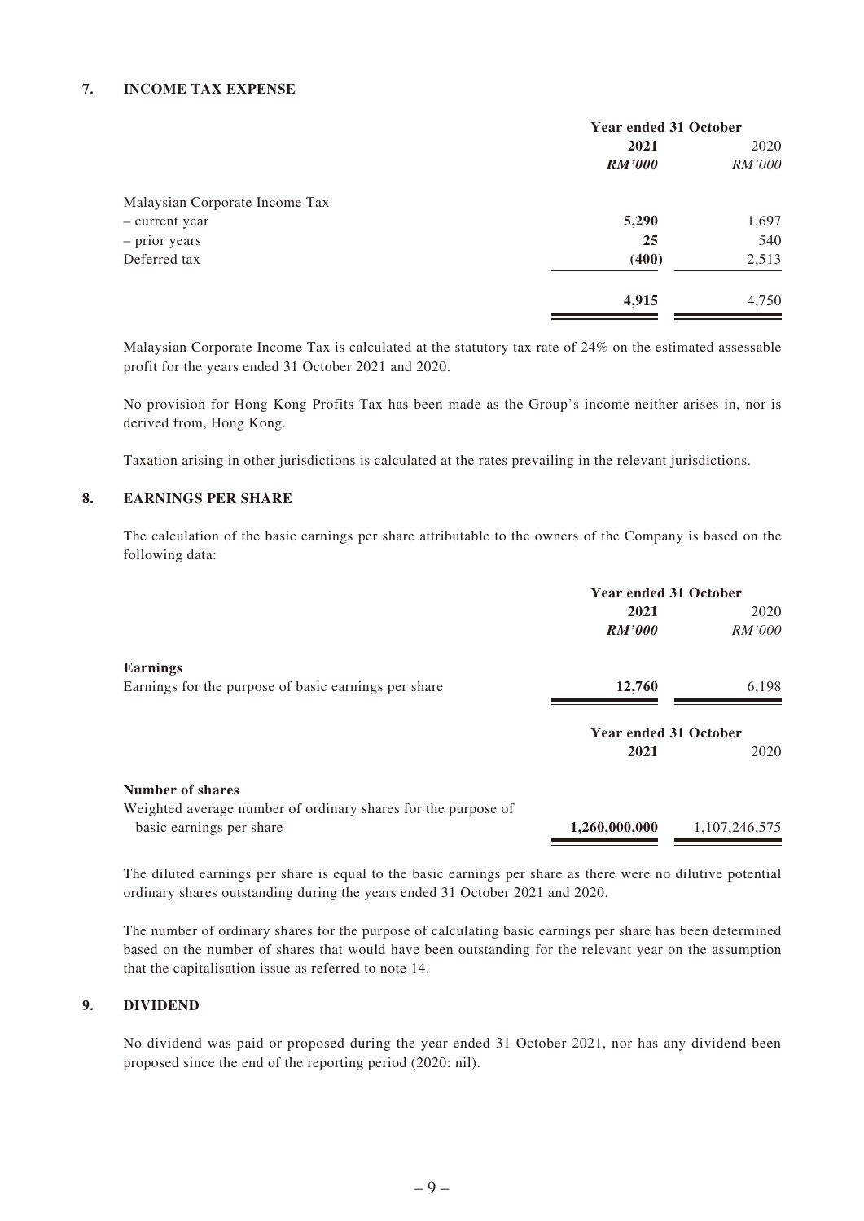## 7. INCOME TAX EXPENSE

| | Year ended 31 October | |
|---|---|---|
| | **2021** | 2020 |
| | ***RM'000*** | *RM'000* |
| Malaysian Corporate Income Tax | | |
| – current year | **5,290** | 1,697 |
| – prior years | **25** | 540 |
| Deferred tax | **(400)** | 2,513 |
| | **4,915** | 4,750 |

Malaysian Corporate Income Tax is calculated at the statutory tax rate of 24% on the estimated assessable profit for the years ended 31 October 2021 and 2020.

No provision for Hong Kong Profits Tax has been made as the Group's income neither arises in, nor is derived from, Hong Kong.

Taxation arising in other jurisdictions is calculated at the rates prevailing in the relevant jurisdictions.

## 8. EARNINGS PER SHARE

The calculation of the basic earnings per share attributable to the owners of the Company is based on the following data:

| | Year ended 31 October | |
|---|---|---|
| | **2021** | 2020 |
| | ***RM'000*** | *RM'000* |
| **Earnings** | | |
| Earnings for the purpose of basic earnings per share | **12,760** | 6,198 |

| | Year ended 31 October | |
|---|---|---|
| | **2021** | 2020 |
| **Number of shares** | | |
| Weighted average number of ordinary shares for the purpose of basic earnings per share | **1,260,000,000** | 1,107,246,575 |

The diluted earnings per share is equal to the basic earnings per share as there were no dilutive potential ordinary shares outstanding during the years ended 31 October 2021 and 2020.

The number of ordinary shares for the purpose of calculating basic earnings per share has been determined based on the number of shares that would have been outstanding for the relevant year on the assumption that the capitalisation issue as referred to note 14.

## 9. DIVIDEND

No dividend was paid or proposed during the year ended 31 October 2021, nor has any dividend been proposed since the end of the reporting period (2020: nil).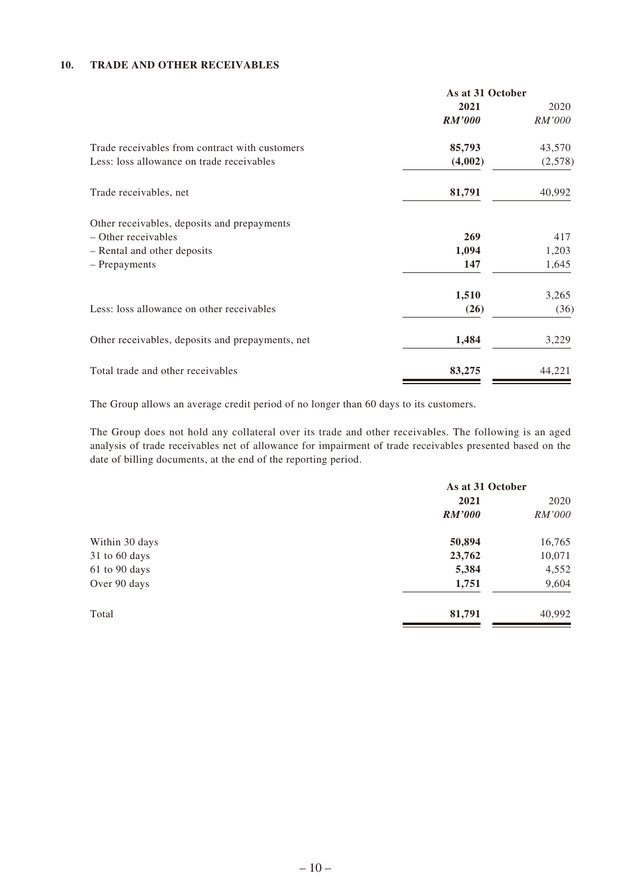## 10. TRADE AND OTHER RECEIVABLES

| | As at 31 October | |
|---|---|---|
| | **2021** | 2020 |
| | ***RM'000*** | *RM'000* |
| Trade receivables from contract with customers | **85,793** | 43,570 |
| Less: loss allowance on trade receivables | **(4,002)** | (2,578) |
| Trade receivables, net | **81,791** | 40,992 |
| Other receivables, deposits and prepayments | | |
| – Other receivables | **269** | 417 |
| – Rental and other deposits | **1,094** | 1,203 |
| – Prepayments | **147** | 1,645 |
| | **1,510** | 3,265 |
| Less: loss allowance on other receivables | **(26)** | (36) |
| Other receivables, deposits and prepayments, net | **1,484** | 3,229 |
| Total trade and other receivables | **83,275** | 44,221 |

The Group allows an average credit period of no longer than 60 days to its customers.

The Group does not hold any collateral over its trade and other receivables. The following is an aged analysis of trade receivables net of allowance for impairment of trade receivables presented based on the date of billing documents, at the end of the reporting period.

| | As at 31 October | |
|---|---|---|
| | **2021** | 2020 |
| | ***RM'000*** | *RM'000* |
| Within 30 days | **50,894** | 16,765 |
| 31 to 60 days | **23,762** | 10,071 |
| 61 to 90 days | **5,384** | 4,552 |
| Over 90 days | **1,751** | 9,604 |
| Total | **81,791** | 40,992 |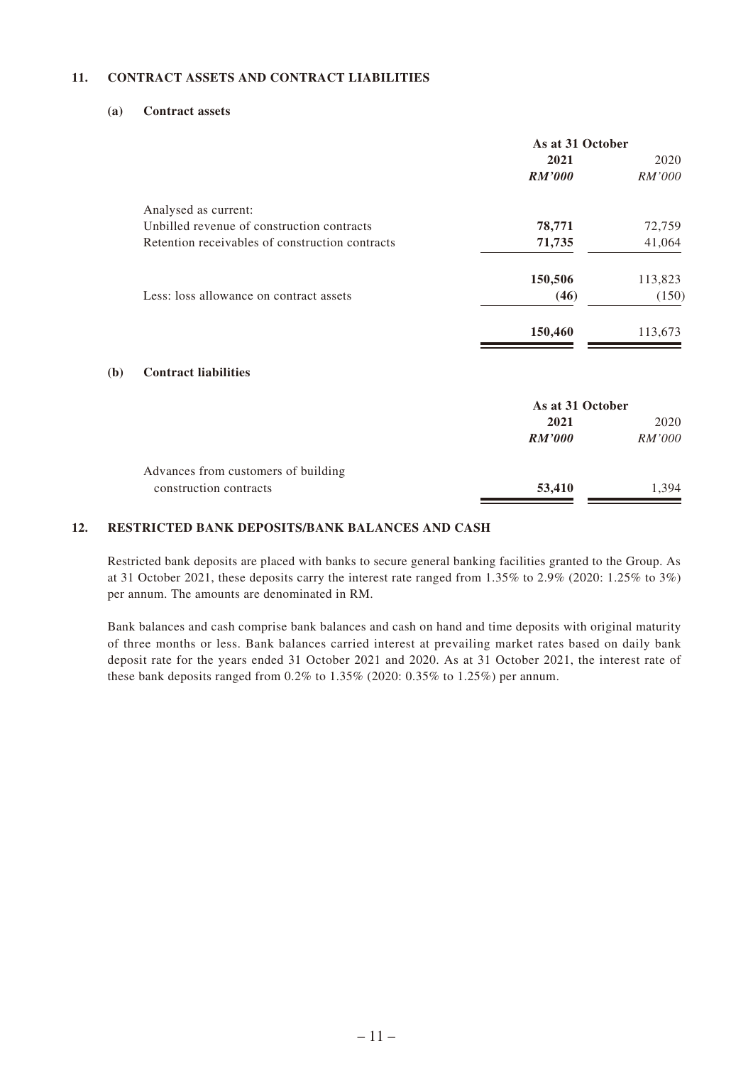## 11. CONTRACT ASSETS AND CONTRACT LIABILITIES

### (a) Contract assets

| | As at 31 October | |
|---|---|---|
| | **2021** | 2020 |
| | ***RM'000*** | *RM'000* |
| Analysed as current: | | |
| Unbilled revenue of construction contracts | **78,771** | 72,759 |
| Retention receivables of construction contracts | **71,735** | 41,064 |
| | **150,506** | 113,823 |
| Less: loss allowance on contract assets | **(46)** | (150) |
| | **150,460** | 113,673 |

### (b) Contract liabilities

| | As at 31 October | |
|---|---|---|
| | **2021** | 2020 |
| | ***RM'000*** | *RM'000* |
| Advances from customers of building construction contracts | **53,410** | 1,394 |

## 12. RESTRICTED BANK DEPOSITS/BANK BALANCES AND CASH

Restricted bank deposits are placed with banks to secure general banking facilities granted to the Group. As at 31 October 2021, these deposits carry the interest rate ranged from 1.35% to 2.9% (2020: 1.25% to 3%) per annum. The amounts are denominated in RM.

Bank balances and cash comprise bank balances and cash on hand and time deposits with original maturity of three months or less. Bank balances carried interest at prevailing market rates based on daily bank deposit rate for the years ended 31 October 2021 and 2020. As at 31 October 2021, the interest rate of these bank deposits ranged from 0.2% to 1.35% (2020: 0.35% to 1.25%) per annum.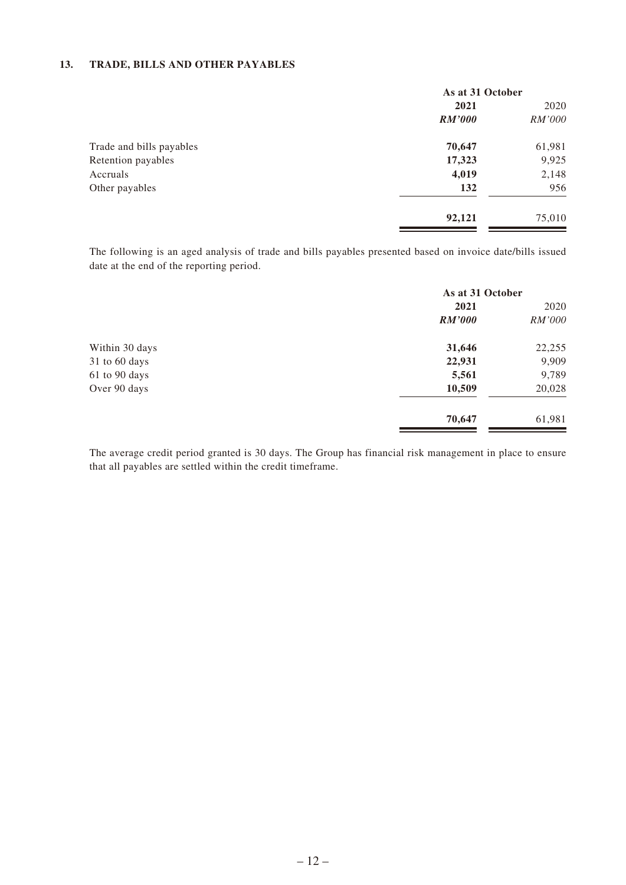### 13. TRADE, BILLS AND OTHER PAYABLES

| | As at 31 October | |
|---|---|---|
| | **2021** | 2020 |
| | ***RM'000*** | *RM'000* |
| Trade and bills payables | **70,647** | 61,981 |
| Retention payables | **17,323** | 9,925 |
| Accruals | **4,019** | 2,148 |
| Other payables | **132** | 956 |
| | **92,121** | 75,010 |

The following is an aged analysis of trade and bills payables presented based on invoice date/bills issued date at the end of the reporting period.

| | As at 31 October | |
|---|---|---|
| | **2021** | 2020 |
| | ***RM'000*** | *RM'000* |
| Within 30 days | **31,646** | 22,255 |
| 31 to 60 days | **22,931** | 9,909 |
| 61 to 90 days | **5,561** | 9,789 |
| Over 90 days | **10,509** | 20,028 |
| | **70,647** | 61,981 |

The average credit period granted is 30 days. The Group has financial risk management in place to ensure that all payables are settled within the credit timeframe.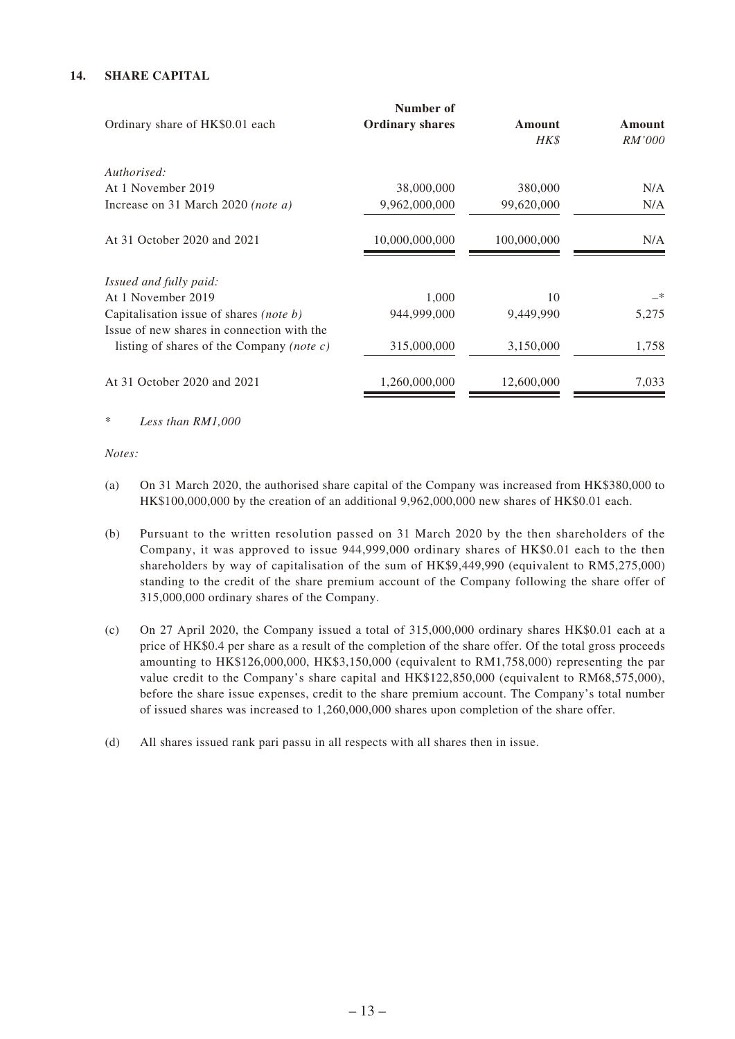### 14. SHARE CAPITAL

| Ordinary share of HK$0.01 each | Number of Ordinary shares | Amount HK$ | Amount RM'000 |
|---|---|---|---|
| *Authorised:* | | | |
| At 1 November 2019 | 38,000,000 | 380,000 | N/A |
| Increase on 31 March 2020 *(note a)* | 9,962,000,000 | 99,620,000 | N/A |
| At 31 October 2020 and 2021 | 10,000,000,000 | 100,000,000 | N/A |
| *Issued and fully paid:* | | | |
| At 1 November 2019 | 1,000 | 10 | –* |
| Capitalisation issue of shares *(note b)* | 944,999,000 | 9,449,990 | 5,275 |
| Issue of new shares in connection with the listing of shares of the Company *(note c)* | 315,000,000 | 3,150,000 | 1,758 |
| At 31 October 2020 and 2021 | 1,260,000,000 | 12,600,000 | 7,033 |

\* *Less than RM1,000*

*Notes:*

(a) On 31 March 2020, the authorised share capital of the Company was increased from HK$380,000 to HK$100,000,000 by the creation of an additional 9,962,000,000 new shares of HK$0.01 each.

(b) Pursuant to the written resolution passed on 31 March 2020 by the then shareholders of the Company, it was approved to issue 944,999,000 ordinary shares of HK$0.01 each to the then shareholders by way of capitalisation of the sum of HK$9,449,990 (equivalent to RM5,275,000) standing to the credit of the share premium account of the Company following the share offer of 315,000,000 ordinary shares of the Company.

(c) On 27 April 2020, the Company issued a total of 315,000,000 ordinary shares HK$0.01 each at a price of HK$0.4 per share as a result of the completion of the share offer. Of the total gross proceeds amounting to HK$126,000,000, HK$3,150,000 (equivalent to RM1,758,000) representing the par value credit to the Company's share capital and HK$122,850,000 (equivalent to RM68,575,000), before the share issue expenses, credit to the share premium account. The Company's total number of issued shares was increased to 1,260,000,000 shares upon completion of the share offer.

(d) All shares issued rank pari passu in all respects with all shares then in issue.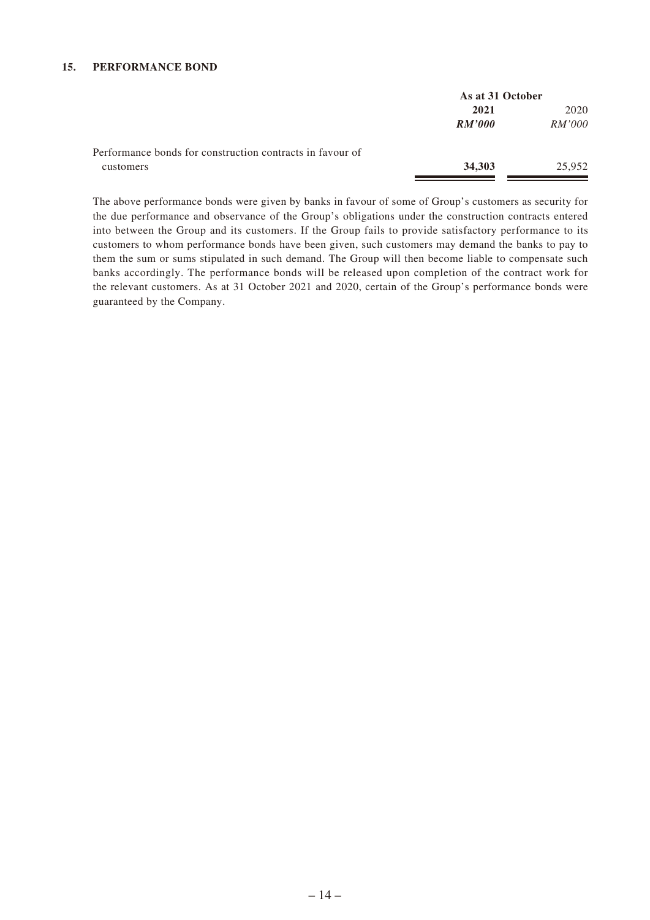## 15. PERFORMANCE BOND

| | As at 31 October | |
|---|---|---|
| | **2021** | 2020 |
| | ***RM'000*** | *RM'000* |
| Performance bonds for construction contracts in favour of customers | **34,303** | 25,952 |

The above performance bonds were given by banks in favour of some of Group's customers as security for the due performance and observance of the Group's obligations under the construction contracts entered into between the Group and its customers. If the Group fails to provide satisfactory performance to its customers to whom performance bonds have been given, such customers may demand the banks to pay to them the sum or sums stipulated in such demand. The Group will then become liable to compensate such banks accordingly. The performance bonds will be released upon completion of the contract work for the relevant customers. As at 31 October 2021 and 2020, certain of the Group's performance bonds were guaranteed by the Company.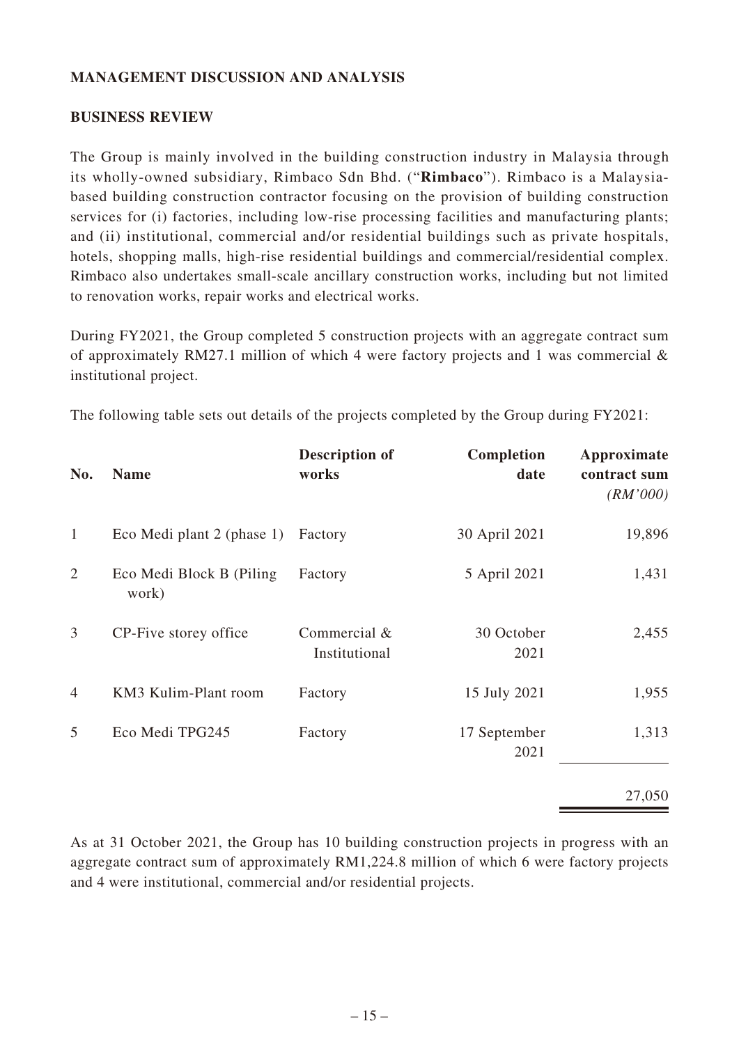## MANAGEMENT DISCUSSION AND ANALYSIS

### BUSINESS REVIEW

The Group is mainly involved in the building construction industry in Malaysia through its wholly-owned subsidiary, Rimbaco Sdn Bhd. ("**Rimbaco**"). Rimbaco is a Malaysia-based building construction contractor focusing on the provision of building construction services for (i) factories, including low-rise processing facilities and manufacturing plants; and (ii) institutional, commercial and/or residential buildings such as private hospitals, hotels, shopping malls, high-rise residential buildings and commercial/residential complex. Rimbaco also undertakes small-scale ancillary construction works, including but not limited to renovation works, repair works and electrical works.

During FY2021, the Group completed 5 construction projects with an aggregate contract sum of approximately RM27.1 million of which 4 were factory projects and 1 was commercial & institutional project.

The following table sets out details of the projects completed by the Group during FY2021:

| No. | Name | Description of works | Completion date | Approximate contract sum *(RM'000)* |
|---|---|---|---|---|
| 1 | Eco Medi plant 2 (phase 1) | Factory | 30 April 2021 | 19,896 |
| 2 | Eco Medi Block B (Piling work) | Factory | 5 April 2021 | 1,431 |
| 3 | CP-Five storey office | Commercial & Institutional | 30 October 2021 | 2,455 |
| 4 | KM3 Kulim-Plant room | Factory | 15 July 2021 | 1,955 |
| 5 | Eco Medi TPG245 | Factory | 17 September 2021 | 1,313 |
| | | | | 27,050 |

As at 31 October 2021, the Group has 10 building construction projects in progress with an aggregate contract sum of approximately RM1,224.8 million of which 6 were factory projects and 4 were institutional, commercial and/or residential projects.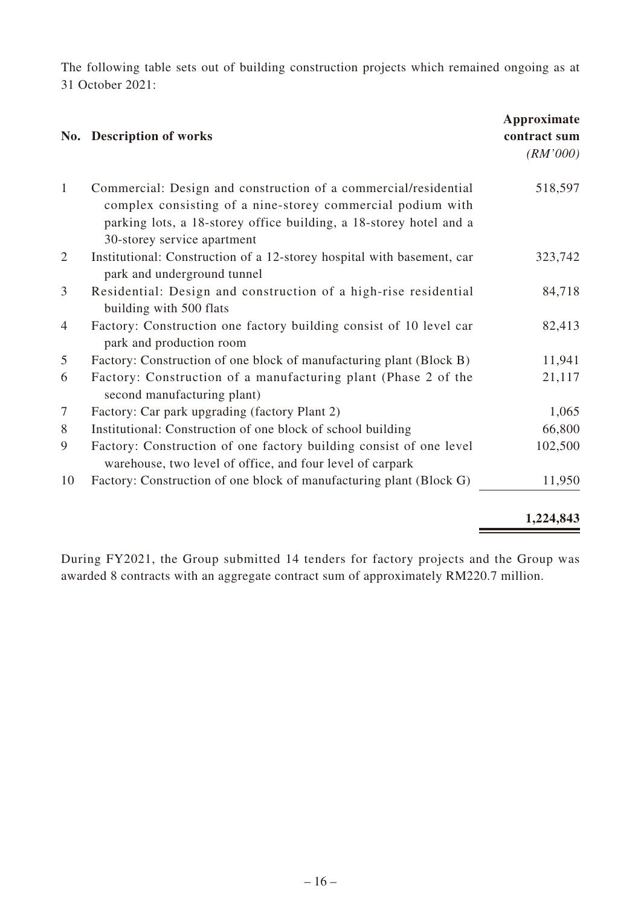The following table sets out of building construction projects which remained ongoing as at 31 October 2021:

| No. | Description of works | Approximate contract sum *(RM'000)* |
|---|---|---|
| 1 | Commercial: Design and construction of a commercial/residential complex consisting of a nine-storey commercial podium with parking lots, a 18-storey office building, a 18-storey hotel and a 30-storey service apartment | 518,597 |
| 2 | Institutional: Construction of a 12-storey hospital with basement, car park and underground tunnel | 323,742 |
| 3 | Residential: Design and construction of a high-rise residential building with 500 flats | 84,718 |
| 4 | Factory: Construction one factory building consist of 10 level car park and production room | 82,413 |
| 5 | Factory: Construction of one block of manufacturing plant (Block B) | 11,941 |
| 6 | Factory: Construction of a manufacturing plant (Phase 2 of the second manufacturing plant) | 21,117 |
| 7 | Factory: Car park upgrading (factory Plant 2) | 1,065 |
| 8 | Institutional: Construction of one block of school building | 66,800 |
| 9 | Factory: Construction of one factory building consist of one level warehouse, two level of office, and four level of carpark | 102,500 |
| 10 | Factory: Construction of one block of manufacturing plant (Block G) | 11,950 |
| | | **1,224,843** |

During FY2021, the Group submitted 14 tenders for factory projects and the Group was awarded 8 contracts with an aggregate contract sum of approximately RM220.7 million.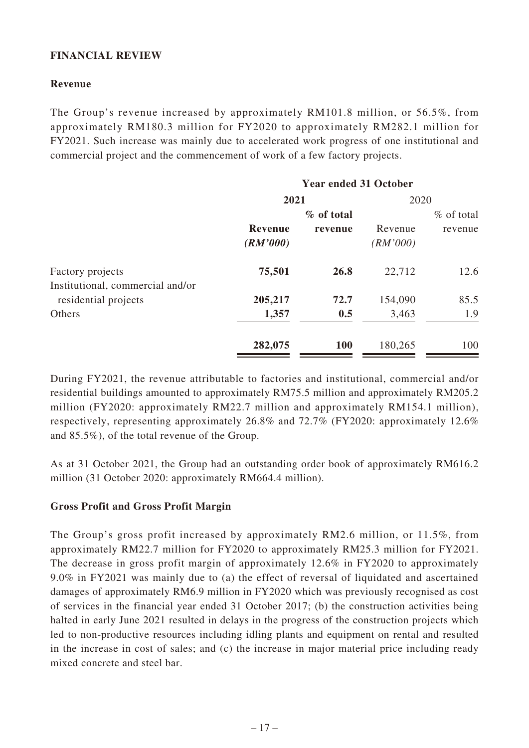## FINANCIAL REVIEW

### Revenue

The Group's revenue increased by approximately RM101.8 million, or 56.5%, from approximately RM180.3 million for FY2020 to approximately RM282.1 million for FY2021. Such increase was mainly due to accelerated work progress of one institutional and commercial project and the commencement of work of a few factory projects.

| | **Year ended 31 October** | | | |
|---|---|---|---|---|
| | **2021** | | 2020 | |
| | **Revenue (RM'000)** | **% of total revenue** | Revenue (RM'000) | % of total revenue |
| Factory projects | **75,501** | **26.8** | 22,712 | 12.6 |
| Institutional, commercial and/or residential projects | **205,217** | **72.7** | 154,090 | 85.5 |
| Others | **1,357** | **0.5** | 3,463 | 1.9 |
| | **282,075** | **100** | 180,265 | 100 |

During FY2021, the revenue attributable to factories and institutional, commercial and/or residential buildings amounted to approximately RM75.5 million and approximately RM205.2 million (FY2020: approximately RM22.7 million and approximately RM154.1 million), respectively, representing approximately 26.8% and 72.7% (FY2020: approximately 12.6% and 85.5%), of the total revenue of the Group.

As at 31 October 2021, the Group had an outstanding order book of approximately RM616.2 million (31 October 2020: approximately RM664.4 million).

### Gross Profit and Gross Profit Margin

The Group's gross profit increased by approximately RM2.6 million, or 11.5%, from approximately RM22.7 million for FY2020 to approximately RM25.3 million for FY2021. The decrease in gross profit margin of approximately 12.6% in FY2020 to approximately 9.0% in FY2021 was mainly due to (a) the effect of reversal of liquidated and ascertained damages of approximately RM6.9 million in FY2020 which was previously recognised as cost of services in the financial year ended 31 October 2017; (b) the construction activities being halted in early June 2021 resulted in delays in the progress of the construction projects which led to non-productive resources including idling plants and equipment on rental and resulted in the increase in cost of sales; and (c) the increase in major material price including ready mixed concrete and steel bar.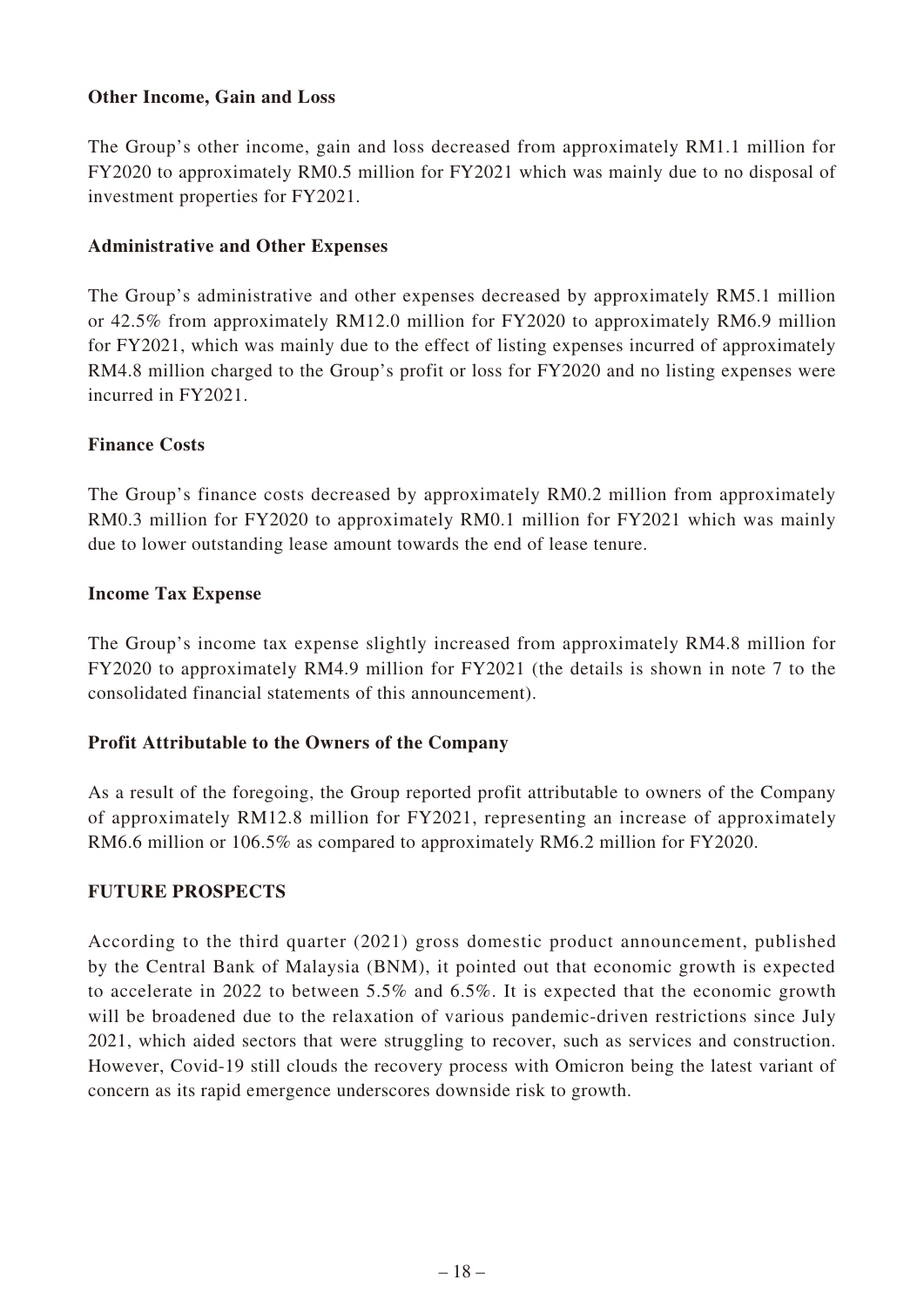**Other Income, Gain and Loss**

The Group's other income, gain and loss decreased from approximately RM1.1 million for FY2020 to approximately RM0.5 million for FY2021 which was mainly due to no disposal of investment properties for FY2021.

**Administrative and Other Expenses**

The Group's administrative and other expenses decreased by approximately RM5.1 million or 42.5% from approximately RM12.0 million for FY2020 to approximately RM6.9 million for FY2021, which was mainly due to the effect of listing expenses incurred of approximately RM4.8 million charged to the Group's profit or loss for FY2020 and no listing expenses were incurred in FY2021.

**Finance Costs**

The Group's finance costs decreased by approximately RM0.2 million from approximately RM0.3 million for FY2020 to approximately RM0.1 million for FY2021 which was mainly due to lower outstanding lease amount towards the end of lease tenure.

**Income Tax Expense**

The Group's income tax expense slightly increased from approximately RM4.8 million for FY2020 to approximately RM4.9 million for FY2021 (the details is shown in note 7 to the consolidated financial statements of this announcement).

**Profit Attributable to the Owners of the Company**

As a result of the foregoing, the Group reported profit attributable to owners of the Company of approximately RM12.8 million for FY2021, representing an increase of approximately RM6.6 million or 106.5% as compared to approximately RM6.2 million for FY2020.

**FUTURE PROSPECTS**

According to the third quarter (2021) gross domestic product announcement, published by the Central Bank of Malaysia (BNM), it pointed out that economic growth is expected to accelerate in 2022 to between 5.5% and 6.5%. It is expected that the economic growth will be broadened due to the relaxation of various pandemic-driven restrictions since July 2021, which aided sectors that were struggling to recover, such as services and construction. However, Covid-19 still clouds the recovery process with Omicron being the latest variant of concern as its rapid emergence underscores downside risk to growth.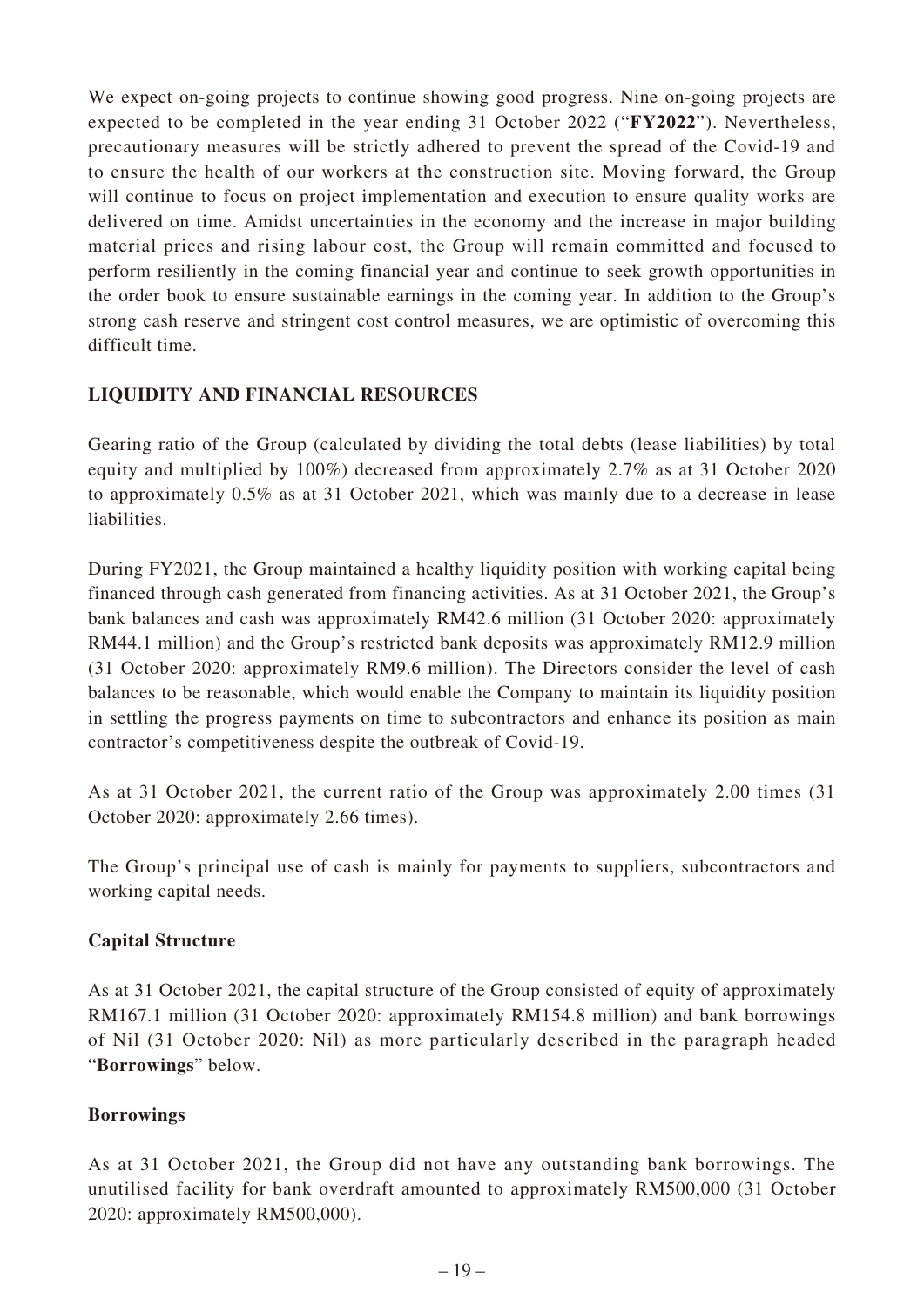We expect on-going projects to continue showing good progress. Nine on-going projects are expected to be completed in the year ending 31 October 2022 ("**FY2022**"). Nevertheless, precautionary measures will be strictly adhered to prevent the spread of the Covid-19 and to ensure the health of our workers at the construction site. Moving forward, the Group will continue to focus on project implementation and execution to ensure quality works are delivered on time. Amidst uncertainties in the economy and the increase in major building material prices and rising labour cost, the Group will remain committed and focused to perform resiliently in the coming financial year and continue to seek growth opportunities in the order book to ensure sustainable earnings in the coming year. In addition to the Group's strong cash reserve and stringent cost control measures, we are optimistic of overcoming this difficult time.

## LIQUIDITY AND FINANCIAL RESOURCES

Gearing ratio of the Group (calculated by dividing the total debts (lease liabilities) by total equity and multiplied by 100%) decreased from approximately 2.7% as at 31 October 2020 to approximately 0.5% as at 31 October 2021, which was mainly due to a decrease in lease liabilities.

During FY2021, the Group maintained a healthy liquidity position with working capital being financed through cash generated from financing activities. As at 31 October 2021, the Group's bank balances and cash was approximately RM42.6 million (31 October 2020: approximately RM44.1 million) and the Group's restricted bank deposits was approximately RM12.9 million (31 October 2020: approximately RM9.6 million). The Directors consider the level of cash balances to be reasonable, which would enable the Company to maintain its liquidity position in settling the progress payments on time to subcontractors and enhance its position as main contractor's competitiveness despite the outbreak of Covid-19.

As at 31 October 2021, the current ratio of the Group was approximately 2.00 times (31 October 2020: approximately 2.66 times).

The Group's principal use of cash is mainly for payments to suppliers, subcontractors and working capital needs.

### Capital Structure

As at 31 October 2021, the capital structure of the Group consisted of equity of approximately RM167.1 million (31 October 2020: approximately RM154.8 million) and bank borrowings of Nil (31 October 2020: Nil) as more particularly described in the paragraph headed "**Borrowings**" below.

### Borrowings

As at 31 October 2021, the Group did not have any outstanding bank borrowings. The unutilised facility for bank overdraft amounted to approximately RM500,000 (31 October 2020: approximately RM500,000).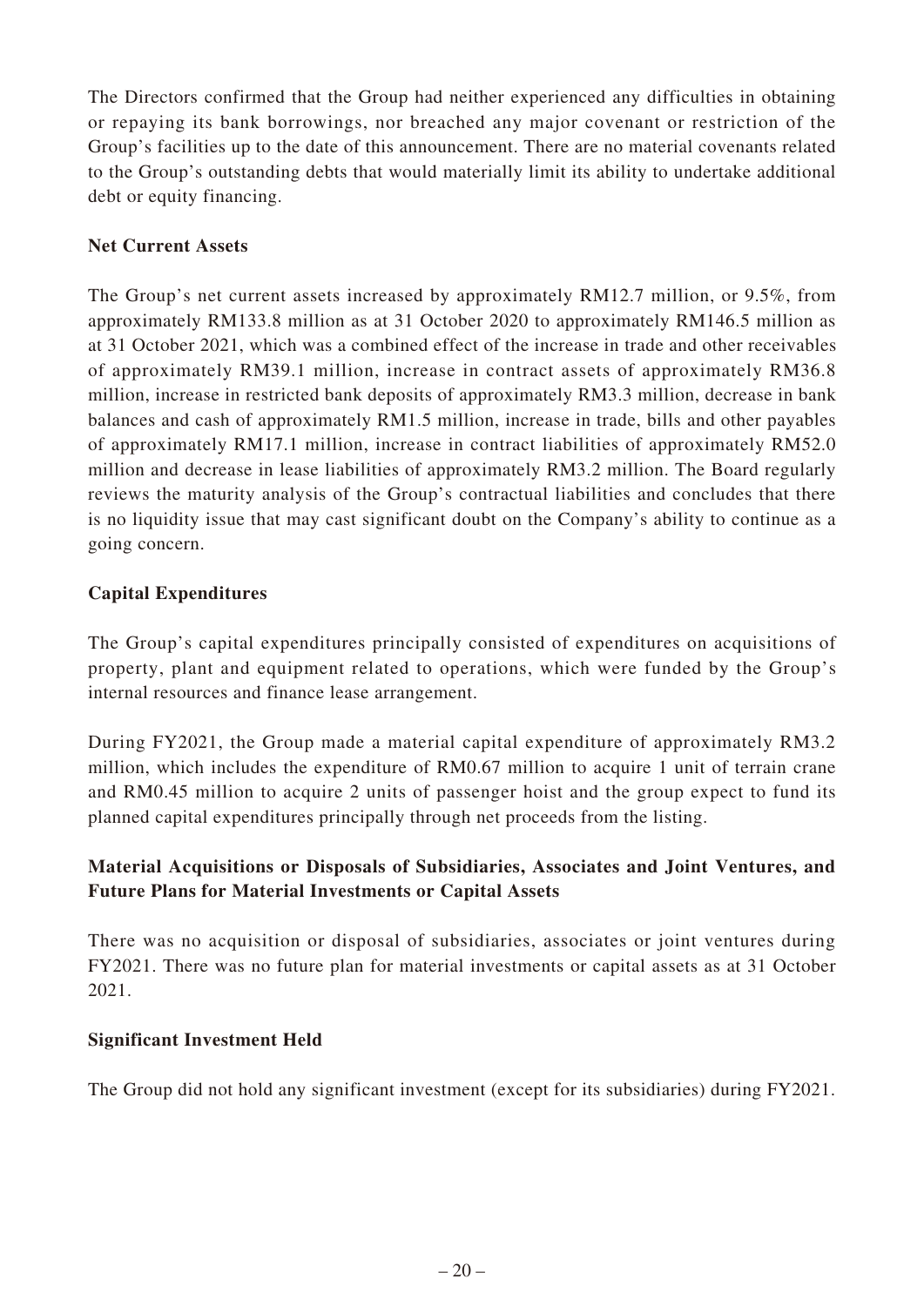The Directors confirmed that the Group had neither experienced any difficulties in obtaining or repaying its bank borrowings, nor breached any major covenant or restriction of the Group's facilities up to the date of this announcement. There are no material covenants related to the Group's outstanding debts that would materially limit its ability to undertake additional debt or equity financing.

**Net Current Assets**

The Group's net current assets increased by approximately RM12.7 million, or 9.5%, from approximately RM133.8 million as at 31 October 2020 to approximately RM146.5 million as at 31 October 2021, which was a combined effect of the increase in trade and other receivables of approximately RM39.1 million, increase in contract assets of approximately RM36.8 million, increase in restricted bank deposits of approximately RM3.3 million, decrease in bank balances and cash of approximately RM1.5 million, increase in trade, bills and other payables of approximately RM17.1 million, increase in contract liabilities of approximately RM52.0 million and decrease in lease liabilities of approximately RM3.2 million. The Board regularly reviews the maturity analysis of the Group's contractual liabilities and concludes that there is no liquidity issue that may cast significant doubt on the Company's ability to continue as a going concern.

**Capital Expenditures**

The Group's capital expenditures principally consisted of expenditures on acquisitions of property, plant and equipment related to operations, which were funded by the Group's internal resources and finance lease arrangement.

During FY2021, the Group made a material capital expenditure of approximately RM3.2 million, which includes the expenditure of RM0.67 million to acquire 1 unit of terrain crane and RM0.45 million to acquire 2 units of passenger hoist and the group expect to fund its planned capital expenditures principally through net proceeds from the listing.

**Material Acquisitions or Disposals of Subsidiaries, Associates and Joint Ventures, and Future Plans for Material Investments or Capital Assets**

There was no acquisition or disposal of subsidiaries, associates or joint ventures during FY2021. There was no future plan for material investments or capital assets as at 31 October 2021.

**Significant Investment Held**

The Group did not hold any significant investment (except for its subsidiaries) during FY2021.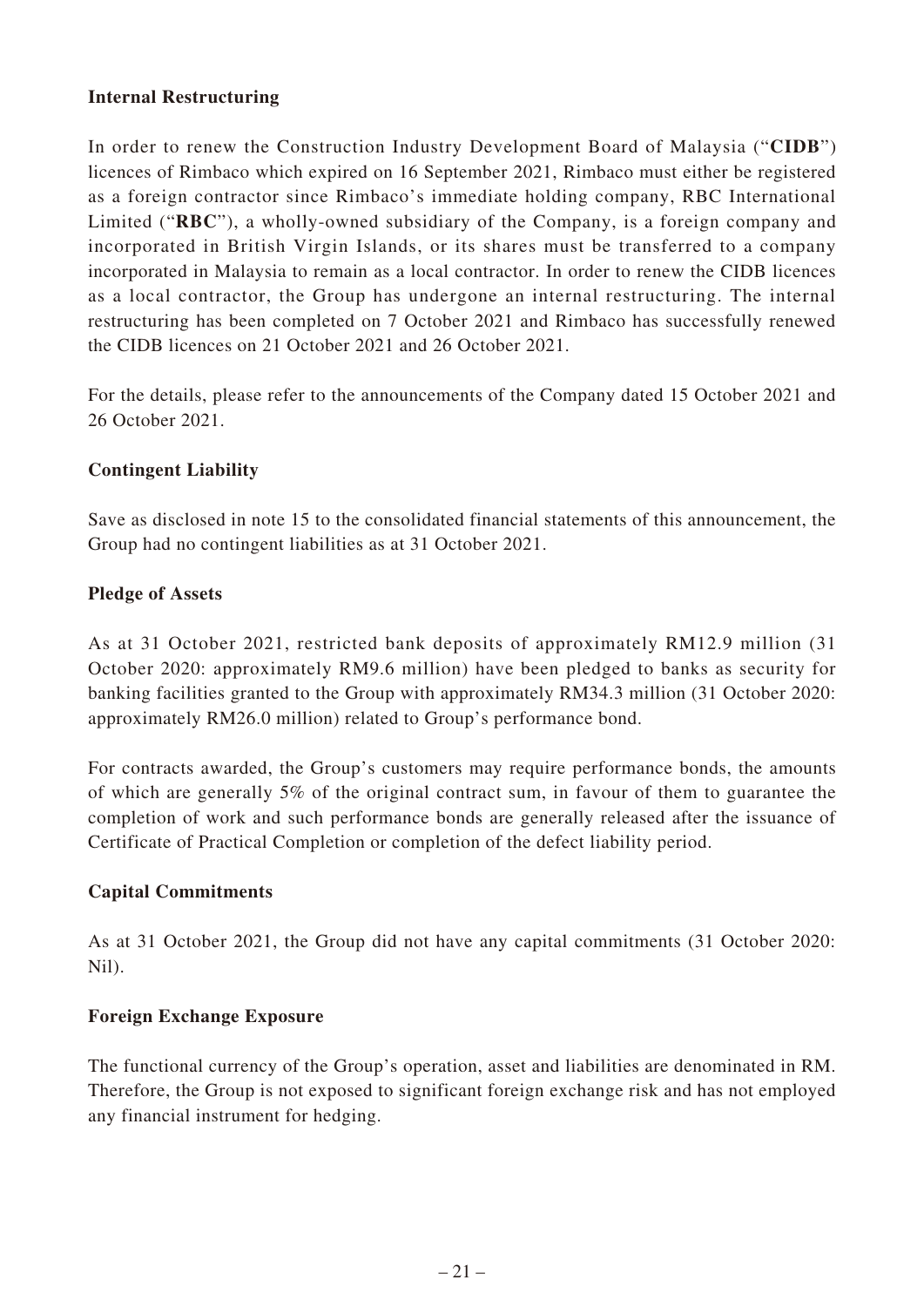### Internal Restructuring

In order to renew the Construction Industry Development Board of Malaysia ("**CIDB**") licences of Rimbaco which expired on 16 September 2021, Rimbaco must either be registered as a foreign contractor since Rimbaco's immediate holding company, RBC International Limited ("**RBC**"), a wholly-owned subsidiary of the Company, is a foreign company and incorporated in British Virgin Islands, or its shares must be transferred to a company incorporated in Malaysia to remain as a local contractor. In order to renew the CIDB licences as a local contractor, the Group has undergone an internal restructuring. The internal restructuring has been completed on 7 October 2021 and Rimbaco has successfully renewed the CIDB licences on 21 October 2021 and 26 October 2021.

For the details, please refer to the announcements of the Company dated 15 October 2021 and 26 October 2021.

### Contingent Liability

Save as disclosed in note 15 to the consolidated financial statements of this announcement, the Group had no contingent liabilities as at 31 October 2021.

### Pledge of Assets

As at 31 October 2021, restricted bank deposits of approximately RM12.9 million (31 October 2020: approximately RM9.6 million) have been pledged to banks as security for banking facilities granted to the Group with approximately RM34.3 million (31 October 2020: approximately RM26.0 million) related to Group's performance bond.

For contracts awarded, the Group's customers may require performance bonds, the amounts of which are generally 5% of the original contract sum, in favour of them to guarantee the completion of work and such performance bonds are generally released after the issuance of Certificate of Practical Completion or completion of the defect liability period.

### Capital Commitments

As at 31 October 2021, the Group did not have any capital commitments (31 October 2020: Nil).

### Foreign Exchange Exposure

The functional currency of the Group's operation, asset and liabilities are denominated in RM. Therefore, the Group is not exposed to significant foreign exchange risk and has not employed any financial instrument for hedging.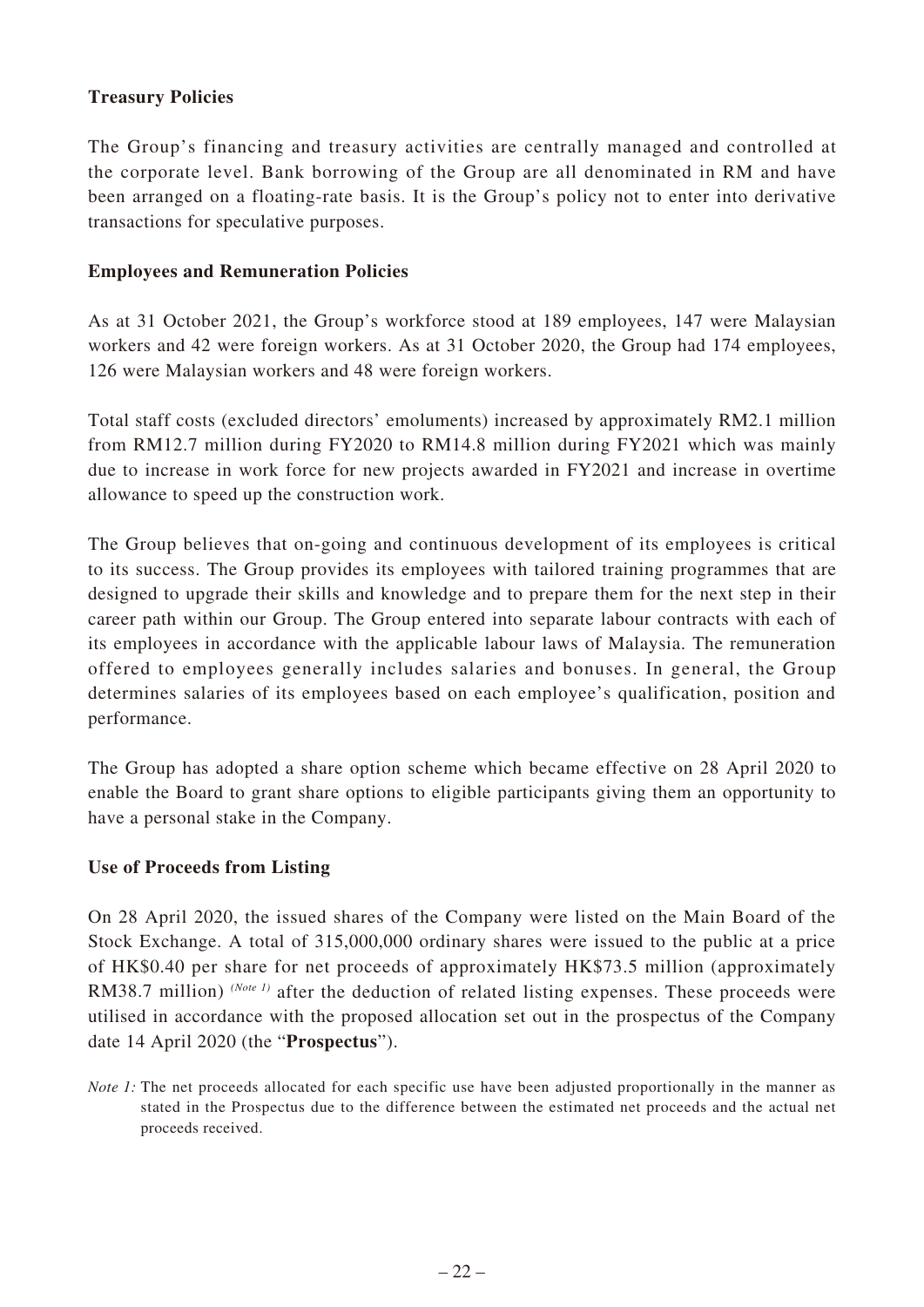**Treasury Policies**

The Group's financing and treasury activities are centrally managed and controlled at the corporate level. Bank borrowing of the Group are all denominated in RM and have been arranged on a floating-rate basis. It is the Group's policy not to enter into derivative transactions for speculative purposes.

**Employees and Remuneration Policies**

As at 31 October 2021, the Group's workforce stood at 189 employees, 147 were Malaysian workers and 42 were foreign workers. As at 31 October 2020, the Group had 174 employees, 126 were Malaysian workers and 48 were foreign workers.

Total staff costs (excluded directors' emoluments) increased by approximately RM2.1 million from RM12.7 million during FY2020 to RM14.8 million during FY2021 which was mainly due to increase in work force for new projects awarded in FY2021 and increase in overtime allowance to speed up the construction work.

The Group believes that on-going and continuous development of its employees is critical to its success. The Group provides its employees with tailored training programmes that are designed to upgrade their skills and knowledge and to prepare them for the next step in their career path within our Group. The Group entered into separate labour contracts with each of its employees in accordance with the applicable labour laws of Malaysia. The remuneration offered to employees generally includes salaries and bonuses. In general, the Group determines salaries of its employees based on each employee's qualification, position and performance.

The Group has adopted a share option scheme which became effective on 28 April 2020 to enable the Board to grant share options to eligible participants giving them an opportunity to have a personal stake in the Company.

**Use of Proceeds from Listing**

On 28 April 2020, the issued shares of the Company were listed on the Main Board of the Stock Exchange. A total of 315,000,000 ordinary shares were issued to the public at a price of HK$0.40 per share for net proceeds of approximately HK$73.5 million (approximately RM38.7 million) *(Note 1)* after the deduction of related listing expenses. These proceeds were utilised in accordance with the proposed allocation set out in the prospectus of the Company date 14 April 2020 (the "**Prospectus**").

*Note 1:* The net proceeds allocated for each specific use have been adjusted proportionally in the manner as stated in the Prospectus due to the difference between the estimated net proceeds and the actual net proceeds received.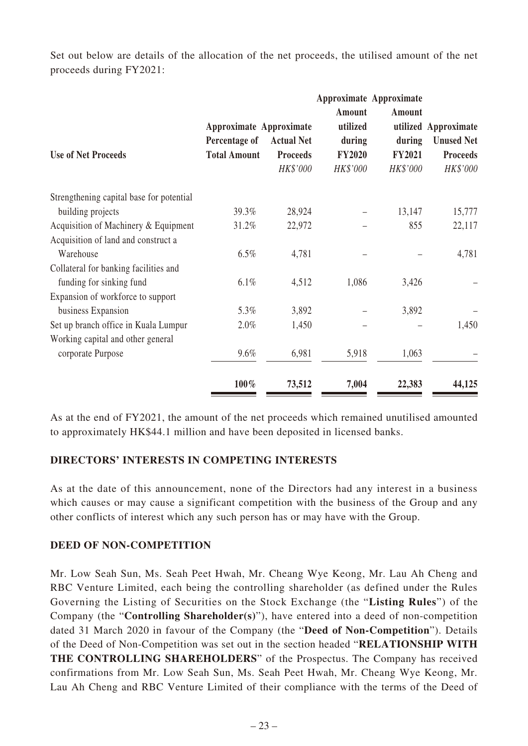Set out below are details of the allocation of the net proceeds, the utilised amount of the net proceeds during FY2021:

| Use of Net Proceeds | Approximate Percentage of Total Amount | Approximate Actual Net Proceeds HK$'000 | Approximate Amount utilized during FY2020 HK$'000 | Approximate Amount utilized during FY2021 HK$'000 | Approximate Unused Net Proceeds HK$'000 |
|---|---|---|---|---|---|
| Strengthening capital base for potential building projects | 39.3% | 28,924 | – | 13,147 | 15,777 |
| Acquisition of Machinery & Equipment | 31.2% | 22,972 | – | 855 | 22,117 |
| Acquisition of land and construct a Warehouse | 6.5% | 4,781 | – | – | 4,781 |
| Collateral for banking facilities and funding for sinking fund | 6.1% | 4,512 | 1,086 | 3,426 | – |
| Expansion of workforce to support business Expansion | 5.3% | 3,892 | – | 3,892 | – |
| Set up branch office in Kuala Lumpur | 2.0% | 1,450 | – | – | 1,450 |
| Working capital and other general corporate Purpose | 9.6% | 6,981 | 5,918 | 1,063 | – |
| | **100%** | **73,512** | **7,004** | **22,383** | **44,125** |

As at the end of FY2021, the amount of the net proceeds which remained unutilised amounted to approximately HK$44.1 million and have been deposited in licensed banks.

## DIRECTORS' INTERESTS IN COMPETING INTERESTS

As at the date of this announcement, none of the Directors had any interest in a business which causes or may cause a significant competition with the business of the Group and any other conflicts of interest which any such person has or may have with the Group.

## DEED OF NON-COMPETITION

Mr. Low Seah Sun, Ms. Seah Peet Hwah, Mr. Cheang Wye Keong, Mr. Lau Ah Cheng and RBC Venture Limited, each being the controlling shareholder (as defined under the Rules Governing the Listing of Securities on the Stock Exchange (the "**Listing Rules**") of the Company (the "**Controlling Shareholder(s)**"), have entered into a deed of non-competition dated 31 March 2020 in favour of the Company (the "**Deed of Non-Competition**"). Details of the Deed of Non-Competition was set out in the section headed "**RELATIONSHIP WITH THE CONTROLLING SHAREHOLDERS**" of the Prospectus. The Company has received confirmations from Mr. Low Seah Sun, Ms. Seah Peet Hwah, Mr. Cheang Wye Keong, Mr. Lau Ah Cheng and RBC Venture Limited of their compliance with the terms of the Deed of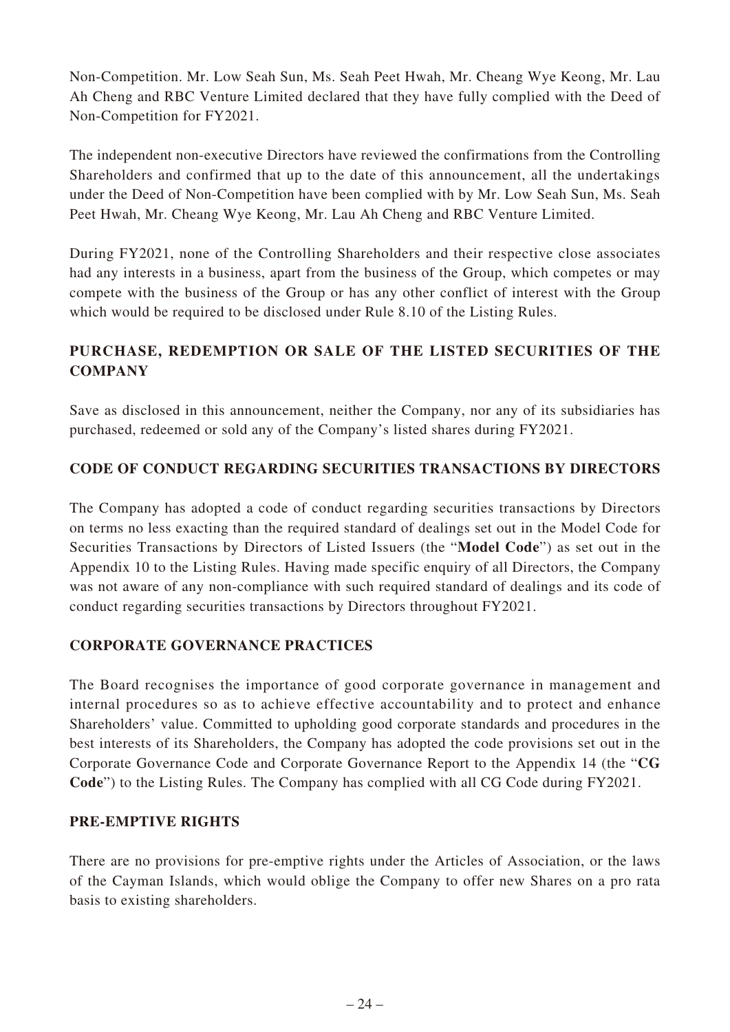Non-Competition. Mr. Low Seah Sun, Ms. Seah Peet Hwah, Mr. Cheang Wye Keong, Mr. Lau Ah Cheng and RBC Venture Limited declared that they have fully complied with the Deed of Non-Competition for FY2021.

The independent non-executive Directors have reviewed the confirmations from the Controlling Shareholders and confirmed that up to the date of this announcement, all the undertakings under the Deed of Non-Competition have been complied with by Mr. Low Seah Sun, Ms. Seah Peet Hwah, Mr. Cheang Wye Keong, Mr. Lau Ah Cheng and RBC Venture Limited.

During FY2021, none of the Controlling Shareholders and their respective close associates had any interests in a business, apart from the business of the Group, which competes or may compete with the business of the Group or has any other conflict of interest with the Group which would be required to be disclosed under Rule 8.10 of the Listing Rules.

## PURCHASE, REDEMPTION OR SALE OF THE LISTED SECURITIES OF THE COMPANY

Save as disclosed in this announcement, neither the Company, nor any of its subsidiaries has purchased, redeemed or sold any of the Company's listed shares during FY2021.

## CODE OF CONDUCT REGARDING SECURITIES TRANSACTIONS BY DIRECTORS

The Company has adopted a code of conduct regarding securities transactions by Directors on terms no less exacting than the required standard of dealings set out in the Model Code for Securities Transactions by Directors of Listed Issuers (the "**Model Code**") as set out in the Appendix 10 to the Listing Rules. Having made specific enquiry of all Directors, the Company was not aware of any non-compliance with such required standard of dealings and its code of conduct regarding securities transactions by Directors throughout FY2021.

## CORPORATE GOVERNANCE PRACTICES

The Board recognises the importance of good corporate governance in management and internal procedures so as to achieve effective accountability and to protect and enhance Shareholders' value. Committed to upholding good corporate standards and procedures in the best interests of its Shareholders, the Company has adopted the code provisions set out in the Corporate Governance Code and Corporate Governance Report to the Appendix 14 (the "**CG Code**") to the Listing Rules. The Company has complied with all CG Code during FY2021.

## PRE-EMPTIVE RIGHTS

There are no provisions for pre-emptive rights under the Articles of Association, or the laws of the Cayman Islands, which would oblige the Company to offer new Shares on a pro rata basis to existing shareholders.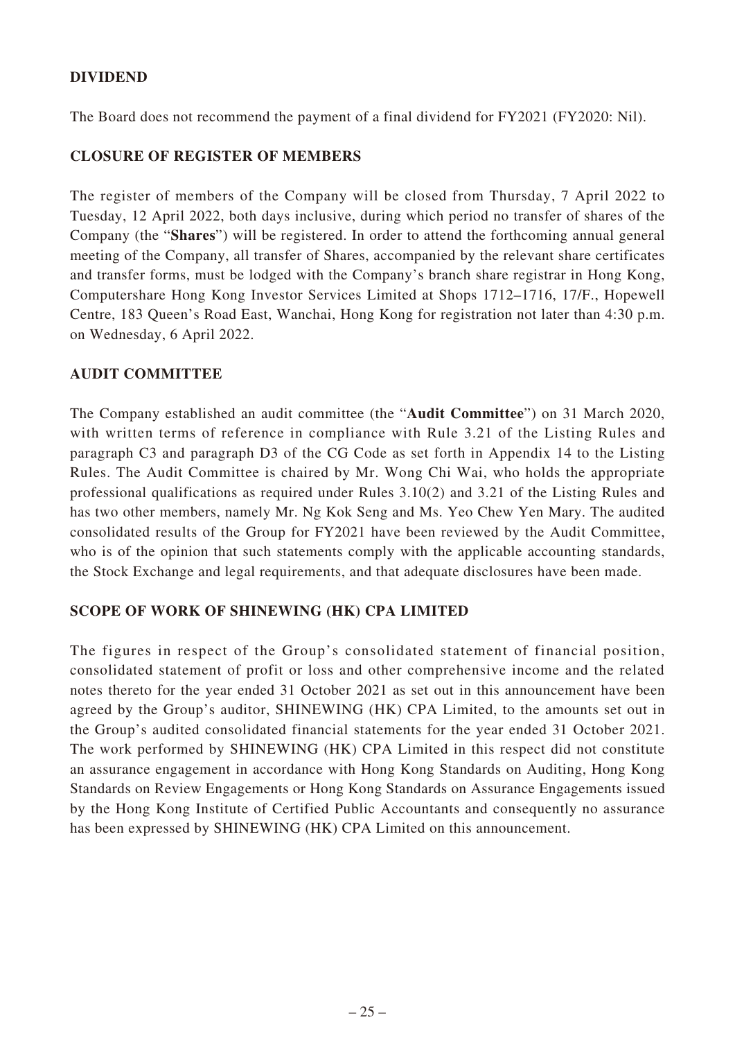## DIVIDEND

The Board does not recommend the payment of a final dividend for FY2021 (FY2020: Nil).

## CLOSURE OF REGISTER OF MEMBERS

The register of members of the Company will be closed from Thursday, 7 April 2022 to Tuesday, 12 April 2022, both days inclusive, during which period no transfer of shares of the Company (the "**Shares**") will be registered. In order to attend the forthcoming annual general meeting of the Company, all transfer of Shares, accompanied by the relevant share certificates and transfer forms, must be lodged with the Company's branch share registrar in Hong Kong, Computershare Hong Kong Investor Services Limited at Shops 1712–1716, 17/F., Hopewell Centre, 183 Queen's Road East, Wanchai, Hong Kong for registration not later than 4:30 p.m. on Wednesday, 6 April 2022.

## AUDIT COMMITTEE

The Company established an audit committee (the "**Audit Committee**") on 31 March 2020, with written terms of reference in compliance with Rule 3.21 of the Listing Rules and paragraph C3 and paragraph D3 of the CG Code as set forth in Appendix 14 to the Listing Rules. The Audit Committee is chaired by Mr. Wong Chi Wai, who holds the appropriate professional qualifications as required under Rules 3.10(2) and 3.21 of the Listing Rules and has two other members, namely Mr. Ng Kok Seng and Ms. Yeo Chew Yen Mary. The audited consolidated results of the Group for FY2021 have been reviewed by the Audit Committee, who is of the opinion that such statements comply with the applicable accounting standards, the Stock Exchange and legal requirements, and that adequate disclosures have been made.

## SCOPE OF WORK OF SHINEWING (HK) CPA LIMITED

The figures in respect of the Group's consolidated statement of financial position, consolidated statement of profit or loss and other comprehensive income and the related notes thereto for the year ended 31 October 2021 as set out in this announcement have been agreed by the Group's auditor, SHINEWING (HK) CPA Limited, to the amounts set out in the Group's audited consolidated financial statements for the year ended 31 October 2021. The work performed by SHINEWING (HK) CPA Limited in this respect did not constitute an assurance engagement in accordance with Hong Kong Standards on Auditing, Hong Kong Standards on Review Engagements or Hong Kong Standards on Assurance Engagements issued by the Hong Kong Institute of Certified Public Accountants and consequently no assurance has been expressed by SHINEWING (HK) CPA Limited on this announcement.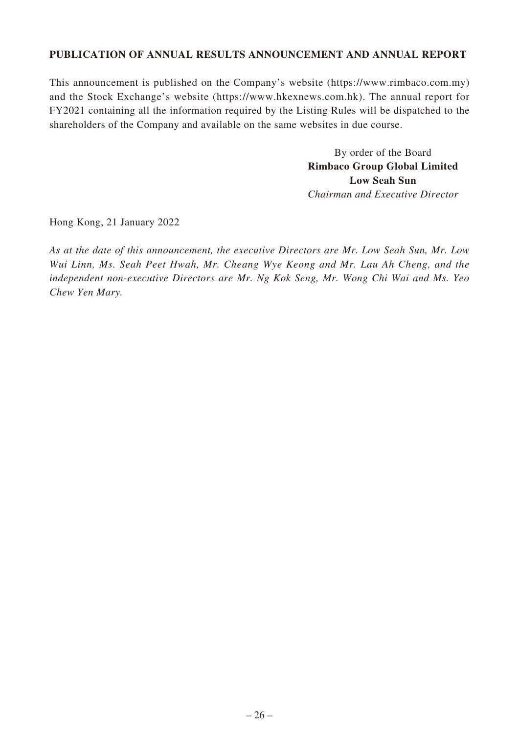## PUBLICATION OF ANNUAL RESULTS ANNOUNCEMENT AND ANNUAL REPORT

This announcement is published on the Company's website (https://www.rimbaco.com.my) and the Stock Exchange's website (https://www.hkexnews.com.hk). The annual report for FY2021 containing all the information required by the Listing Rules will be dispatched to the shareholders of the Company and available on the same websites in due course.

By order of the Board
**Rimbaco Group Global Limited**
**Low Seah Sun**
*Chairman and Executive Director*

Hong Kong, 21 January 2022

*As at the date of this announcement, the executive Directors are Mr. Low Seah Sun, Mr. Low Wui Linn, Ms. Seah Peet Hwah, Mr. Cheang Wye Keong and Mr. Lau Ah Cheng, and the independent non-executive Directors are Mr. Ng Kok Seng, Mr. Wong Chi Wai and Ms. Yeo Chew Yen Mary.*